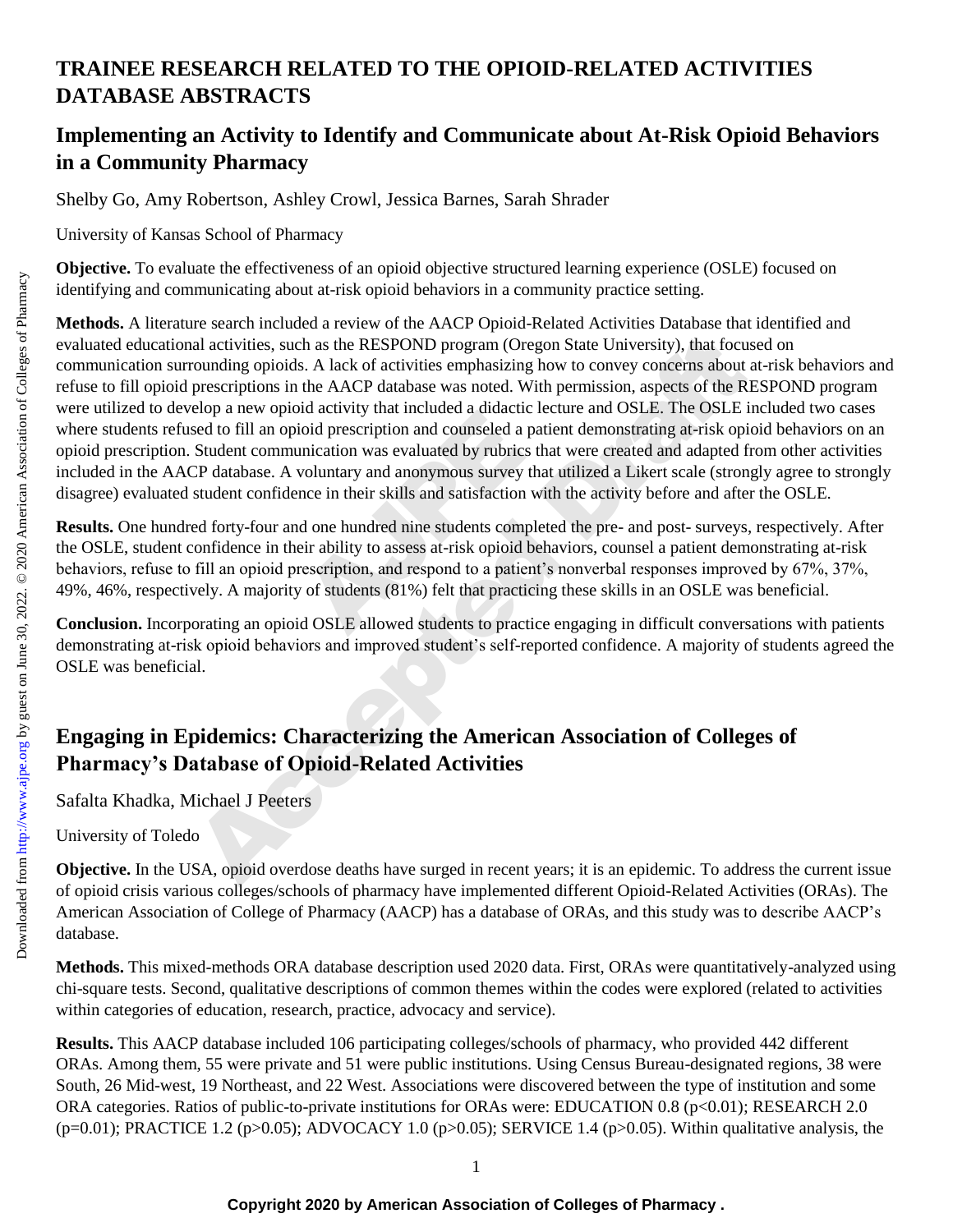# TRAINEE RESEARCH RELATED TO THE OPIOID-RELATED ACTIVITIES DATABASE ABSTRACTS

## Implementing an Activity to Identify and Communicate about At-Risk Opioid Behaviors in a Community Pharmacy

Shelby Go, Amy Robertson, Ashley Crowl, Jessica Barnes, Sarah Shrader

University of Kansas School of Pharmacy

**Objective.** To evaluate the effectiveness of an opioid objective structured learning experience (OSLE) focused on identifying and communicating about at-risk opioid behaviors in a community practice setting.

**Methods.** A literature search included a review of the AACP Opioid-Related Activities Database that identified and evaluated educational activities, such as the RESPOND program (Oregon State University), that focused on communication surrounding opioids. A lack of activities emphasizing how to convey concerns about at-risk behaviors and refuse to fill opioid prescriptions in the AACP database was noted. With permission, aspects of the RESPOND program were utilized to develop a new opioid activity that included a didactic lecture and OSLE. The OSLE included two cases where students refused to fill an opioid prescription and counseled a patient demonstrating at-risk opioid behaviors on an opioid prescription. Student communication was evaluated by rubrics that were created and adapted from other activities included in the AACP database. A voluntary and anonymous survey that utilized a Likert scale (strongly agree to strongly disagree) evaluated student confidence in their skills and satisfaction with the activity before and after the OSLE.

**Results.** One hundred forty-four and one hundred nine students completed the pre- and post- surveys, respectively. After the OSLE, student confidence in their ability to assess at-risk opioid behaviors, counsel a patient demonstrating at-risk behaviors, refuse to fill an opioid prescription, and respond to a patient's nonverbal responses improved by 67%, 37%, 49%, 46%, respectively. A majority of students (81%) felt that practicing these skills in an OSLE was beneficial.

**Conclusion.** Incorporating an opioid OSLE allowed students to practice engaging in difficult conversations with patients demonstrating at-risk opioid behaviors and improved student's self-reported confidence. A majority of students agreed the OSLE was beneficial.

## Engaging in Epidemics: Characterizing the American Association of Colleges of Pharmacy's Database of Opioid-Related Activities

Safalta Khadka, Michael J Peeters

University of Toledo

**Objective.** In the USA, opioid overdose deaths have surged in recent years; it is an epidemic. To address the current issue of opioid crisis various colleges/schools of pharmacy have implemented different Opioid-Related Activities (ORAs). The American Association of College of Pharmacy (AACP) has a database of ORAs, and this study was to describe AACP's database.

**Methods.** This mixed-methods ORA database description used 2020 data. First, ORAs were quantitatively-analyzed using chi-square tests. Second, qualitative descriptions of common themes within the codes were explored (related to activities within categories of education, research, practice, advocacy and service).

**Results.** This AACP database included 106 participating colleges/schools of pharmacy, who provided 442 different ORAs. Among them, 55 were private and 51 were public institutions. Using Census Bureau-designated regions, 38 were South, 26 Mid-west, 19 Northeast, and 22 West. Associations were discovered between the type of institution and some ORA categories. Ratios of public-to-private institutions for ORAs were: EDUCATION 0.8 ($p<0.01$); RESEARCH 2.0 ($p=0.01$); PRACTICE 1.2 ($p>0.05$); ADVOCACY 1.0 ($p>0.05$); SERVICE 1.4 ($p>0.05$). Within qualitative analysis, the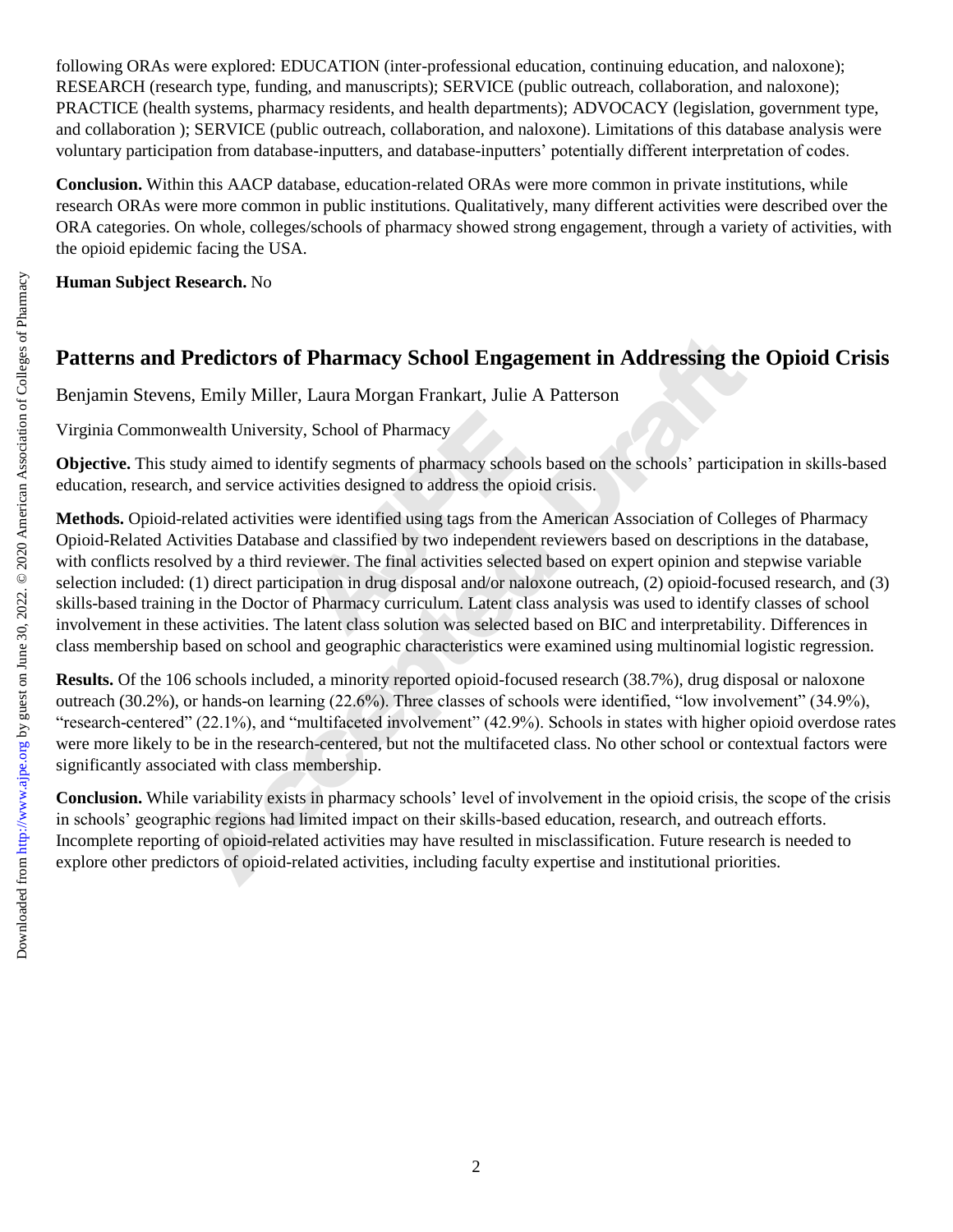following ORAs were explored: EDUCATION (inter-professional education, continuing education, and naloxone); RESEARCH (research type, funding, and manuscripts); SERVICE (public outreach, collaboration, and naloxone); PRACTICE (health systems, pharmacy residents, and health departments); ADVOCACY (legislation, government type, and collaboration ); SERVICE (public outreach, collaboration, and naloxone). Limitations of this database analysis were voluntary participation from database-inputters, and database-inputters' potentially different interpretation of codes.

**Conclusion.** Within this AACP database, education-related ORAs were more common in private institutions, while research ORAs were more common in public institutions. Qualitatively, many different activities were described over the ORA categories. On whole, colleges/schools of pharmacy showed strong engagement, through a variety of activities, with the opioid epidemic facing the USA.

**Human Subject Research.** No

## Patterns and Predictors of Pharmacy School Engagement in Addressing the Opioid Crisis

Benjamin Stevens, Emily Miller, Laura Morgan Frankart, Julie A Patterson

Virginia Commonwealth University, School of Pharmacy

**Objective.** This study aimed to identify segments of pharmacy schools based on the schools' participation in skills-based education, research, and service activities designed to address the opioid crisis.

**Methods.** Opioid-related activities were identified using tags from the American Association of Colleges of Pharmacy Opioid-Related Activities Database and classified by two independent reviewers based on descriptions in the database, with conflicts resolved by a third reviewer. The final activities selected based on expert opinion and stepwise variable selection included: (1) direct participation in drug disposal and/or naloxone outreach, (2) opioid-focused research, and (3) skills-based training in the Doctor of Pharmacy curriculum. Latent class analysis was used to identify classes of school involvement in these activities. The latent class solution was selected based on BIC and interpretability. Differences in class membership based on school and geographic characteristics were examined using multinomial logistic regression.

**Results.** Of the 106 schools included, a minority reported opioid-focused research (38.7%), drug disposal or naloxone outreach (30.2%), or hands-on learning (22.6%). Three classes of schools were identified, "low involvement" (34.9%), "research-centered" (22.1%), and "multifaceted involvement" (42.9%). Schools in states with higher opioid overdose rates were more likely to be in the research-centered, but not the multifaceted class. No other school or contextual factors were significantly associated with class membership.

**Conclusion.** While variability exists in pharmacy schools' level of involvement in the opioid crisis, the scope of the crisis in schools' geographic regions had limited impact on their skills-based education, research, and outreach efforts. Incomplete reporting of opioid-related activities may have resulted in misclassification. Future research is needed to explore other predictors of opioid-related activities, including faculty expertise and institutional priorities.